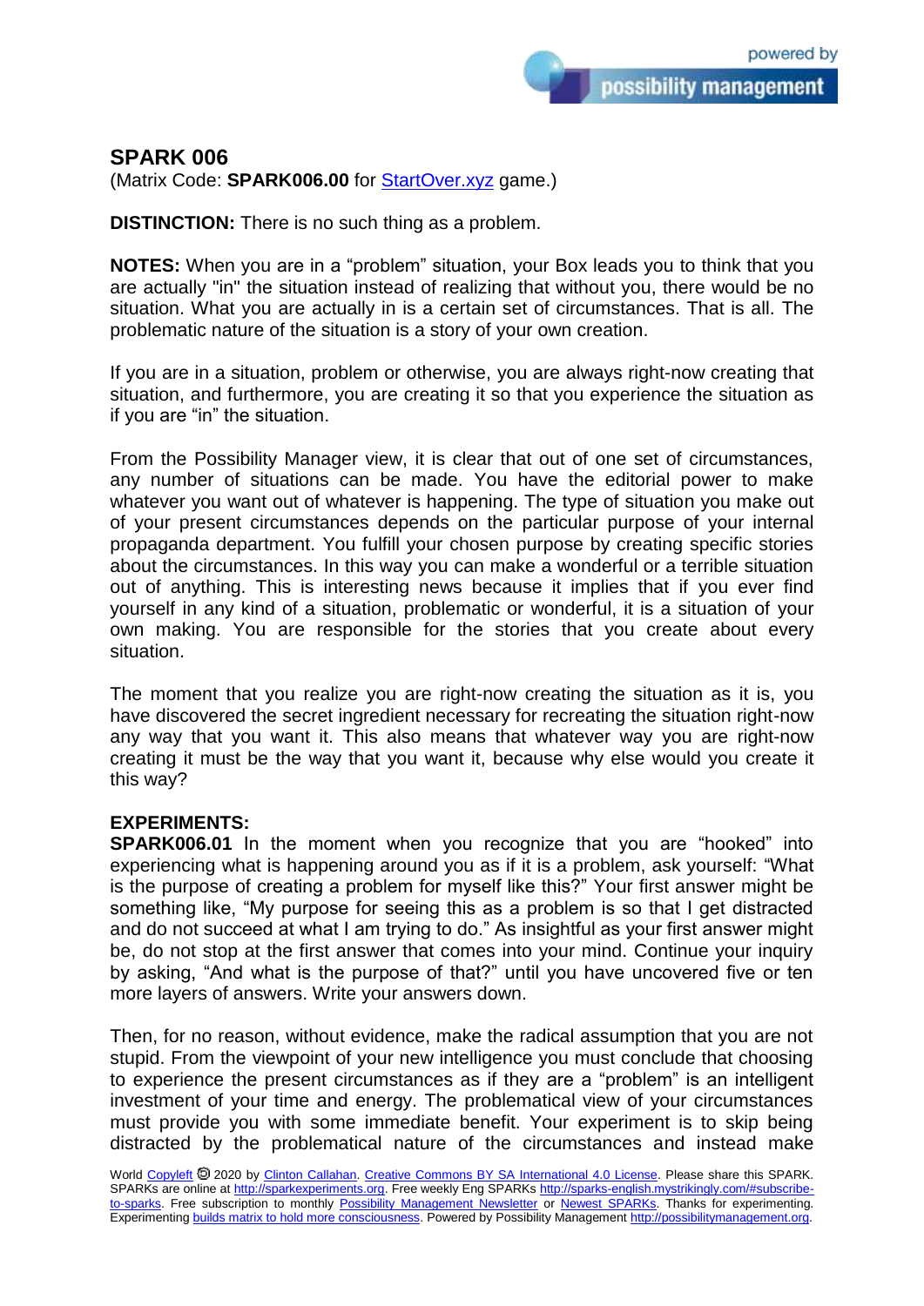## SPARK 006

(Matrix Code: **SPARK006.00** for StartOver.xyz game.)

**DISTINCTION:** There is no such thing as a problem.

**NOTES:** When you are in a “problem” situation, your Box leads you to think that you are actually "in" the situation instead of realizing that without you, there would be no situation. What you are actually in is a certain set of circumstances. That is all. The problematic nature of the situation is a story of your own creation.

If you are in a situation, problem or otherwise, you are always right-now creating that situation, and furthermore, you are creating it so that you experience the situation as if you are “in” the situation.

From the Possibility Manager view, it is clear that out of one set of circumstances, any number of situations can be made. You have the editorial power to make whatever you want out of whatever is happening. The type of situation you make out of your present circumstances depends on the particular purpose of your internal propaganda department. You fulfill your chosen purpose by creating specific stories about the circumstances. In this way you can make a wonderful or a terrible situation out of anything. This is interesting news because it implies that if you ever find yourself in any kind of a situation, problematic or wonderful, it is a situation of your own making. You are responsible for the stories that you create about every situation.

The moment that you realize you are right-now creating the situation as it is, you have discovered the secret ingredient necessary for recreating the situation right-now any way that you want it. This also means that whatever way you are right-now creating it must be the way that you want it, because why else would you create it this way?

**EXPERIMENTS:**

**SPARK006.01** In the moment when you recognize that you are “hooked” into experiencing what is happening around you as if it is a problem, ask yourself: “What is the purpose of creating a problem for myself like this?” Your first answer might be something like, “My purpose for seeing this as a problem is so that I get distracted and do not succeed at what I am trying to do.” As insightful as your first answer might be, do not stop at the first answer that comes into your mind. Continue your inquiry by asking, “And what is the purpose of that?” until you have uncovered five or ten more layers of answers. Write your answers down.

Then, for no reason, without evidence, make the radical assumption that you are not stupid. From the viewpoint of your new intelligence you must conclude that choosing to experience the present circumstances as if they are a “problem” is an intelligent investment of your time and energy. The problematical view of your circumstances must provide you with some immediate benefit. Your experiment is to skip being distracted by the problematical nature of the circumstances and instead make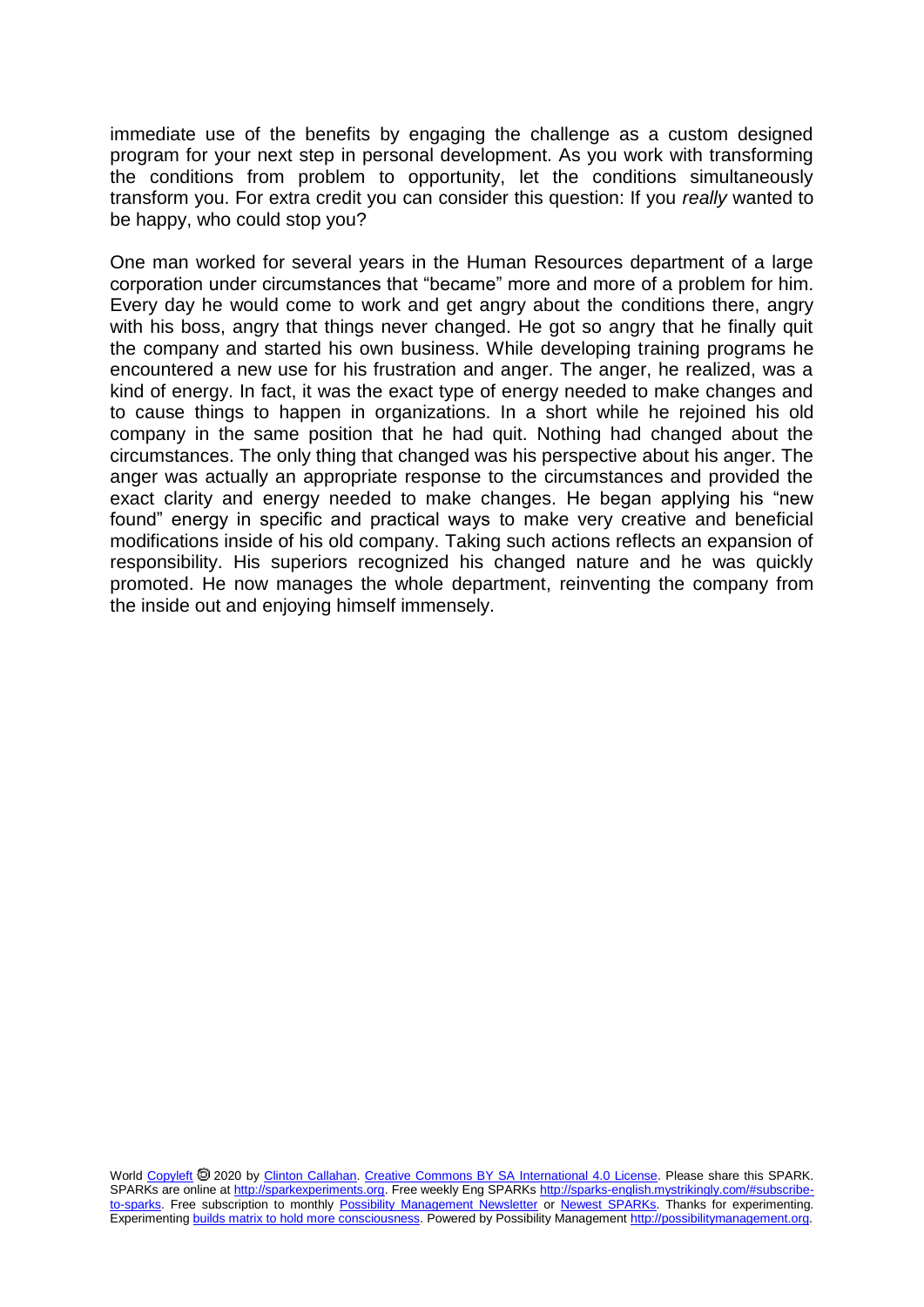immediate use of the benefits by engaging the challenge as a custom designed program for your next step in personal development. As you work with transforming the conditions from problem to opportunity, let the conditions simultaneously transform you. For extra credit you can consider this question: If you *really* wanted to be happy, who could stop you?

One man worked for several years in the Human Resources department of a large corporation under circumstances that “became” more and more of a problem for him. Every day he would come to work and get angry about the conditions there, angry with his boss, angry that things never changed. He got so angry that he finally quit the company and started his own business. While developing training programs he encountered a new use for his frustration and anger. The anger, he realized, was a kind of energy. In fact, it was the exact type of energy needed to make changes and to cause things to happen in organizations. In a short while he rejoined his old company in the same position that he had quit. Nothing had changed about the circumstances. The only thing that changed was his perspective about his anger. The anger was actually an appropriate response to the circumstances and provided the exact clarity and energy needed to make changes. He began applying his “new found” energy in specific and practical ways to make very creative and beneficial modifications inside of his old company. Taking such actions reflects an expansion of responsibility. His superiors recognized his changed nature and he was quickly promoted. He now manages the whole department, reinventing the company from the inside out and enjoying himself immensely.